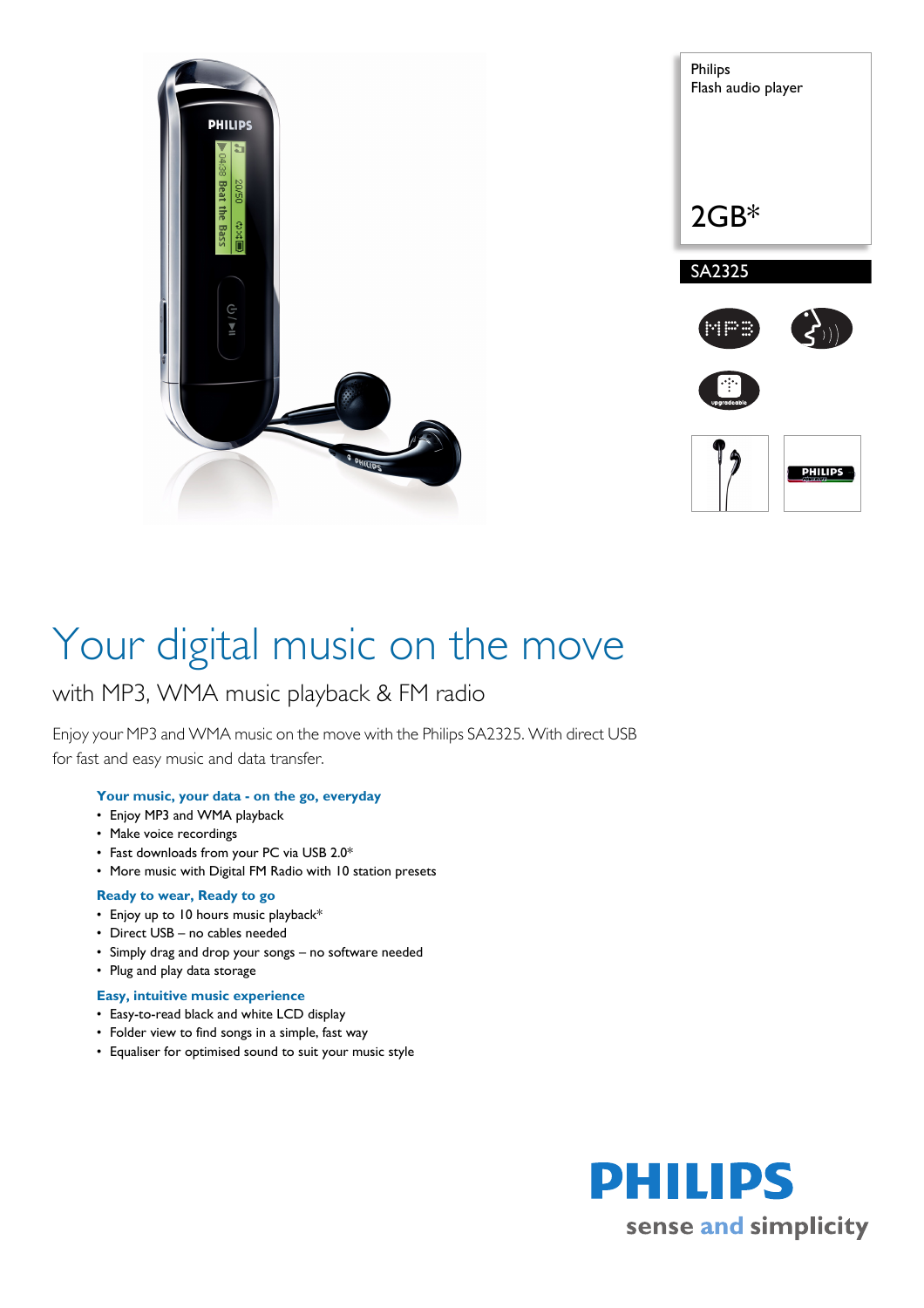Philips
Flash audio player

2GB*

SA2325

# Your digital music on the move

## with MP3, WMA music playback & FM radio

Enjoy your MP3 and WMA music on the move with the Philips SA2325. With direct USB for fast and easy music and data transfer.

### Your music, your data - on the go, everyday
- Enjoy MP3 and WMA playback
- Make voice recordings
- Fast downloads from your PC via USB 2.0*
- More music with Digital FM Radio with 10 station presets

### Ready to wear, Ready to go
- Enjoy up to 10 hours music playback*
- Direct USB – no cables needed
- Simply drag and drop your songs – no software needed
- Plug and play data storage

### Easy, intuitive music experience
- Easy-to-read black and white LCD display
- Folder view to find songs in a simple, fast way
- Equaliser for optimised sound to suit your music style

PHILIPS
sense and simplicity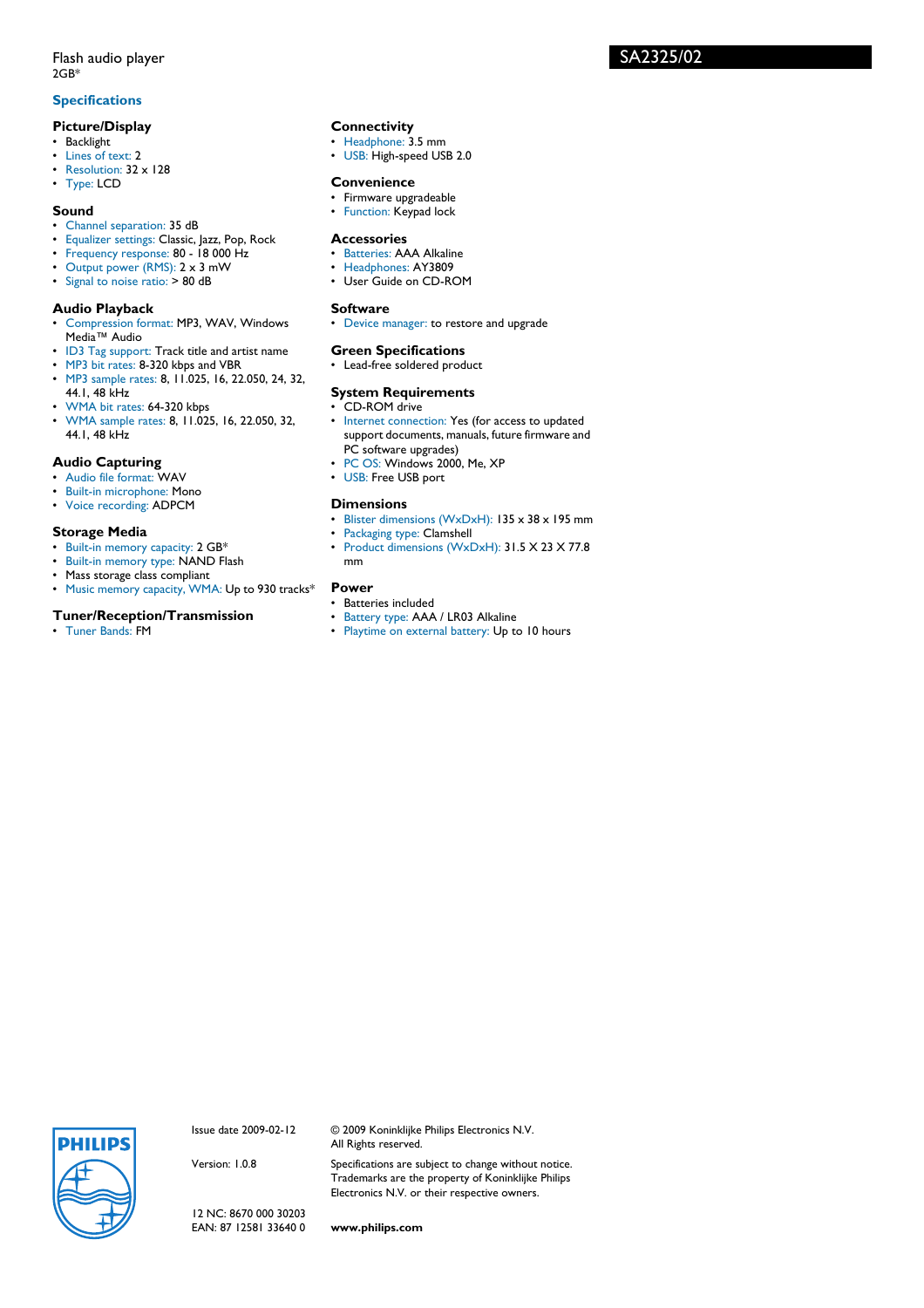Flash audio player
2GB*

# SA2325/02

## Specifications

### Picture/Display
- Backlight
- Lines of text: 2
- Resolution: 32 x 128
- Type: LCD

### Sound
- Channel separation: 35 dB
- Equalizer settings: Classic, Jazz, Pop, Rock
- Frequency response: 80 - 18 000 Hz
- Output power (RMS): 2 x 3 mW
- Signal to noise ratio: > 80 dB

### Audio Playback
- Compression format: MP3, WAV, Windows Media™ Audio
- ID3 Tag support: Track title and artist name
- MP3 bit rates: 8-320 kbps and VBR
- MP3 sample rates: 8, 11.025, 16, 22.050, 24, 32, 44.1, 48 kHz
- WMA bit rates: 64-320 kbps
- WMA sample rates: 8, 11.025, 16, 22.050, 32, 44.1, 48 kHz

### Audio Capturing
- Audio file format: WAV
- Built-in microphone: Mono
- Voice recording: ADPCM

### Storage Media
- Built-in memory capacity: 2 GB*
- Built-in memory type: NAND Flash
- Mass storage class compliant
- Music memory capacity, WMA: Up to 930 tracks*

### Tuner/Reception/Transmission
- Tuner Bands: FM

### Connectivity
- Headphone: 3.5 mm
- USB: High-speed USB 2.0

### Convenience
- Firmware upgradeable
- Function: Keypad lock

### Accessories
- Batteries: AAA Alkaline
- Headphones: AY3809
- User Guide on CD-ROM

### Software
- Device manager: to restore and upgrade

### Green Specifications
- Lead-free soldered product

### System Requirements
- CD-ROM drive
- Internet connection: Yes (for access to updated support documents, manuals, future firmware and PC software upgrades)
- PC OS: Windows 2000, Me, XP
- USB: Free USB port

### Dimensions
- Blister dimensions (WxDxH): 135 x 38 x 195 mm
- Packaging type: Clamshell
- Product dimensions (WxDxH): 31.5 X 23 X 77.8 mm

### Power
- Batteries included
- Battery type: AAA / LR03 Alkaline
- Playtime on external battery: Up to 10 hours

PHILIPS

Issue date 2009-02-12

Version: 1.0.8

12 NC: 8670 000 30203
EAN: 87 12581 33640 0

© 2009 Koninklijke Philips Electronics N.V.
All Rights reserved.

Specifications are subject to change without notice. Trademarks are the property of Koninklijke Philips Electronics N.V. or their respective owners.

**www.philips.com**